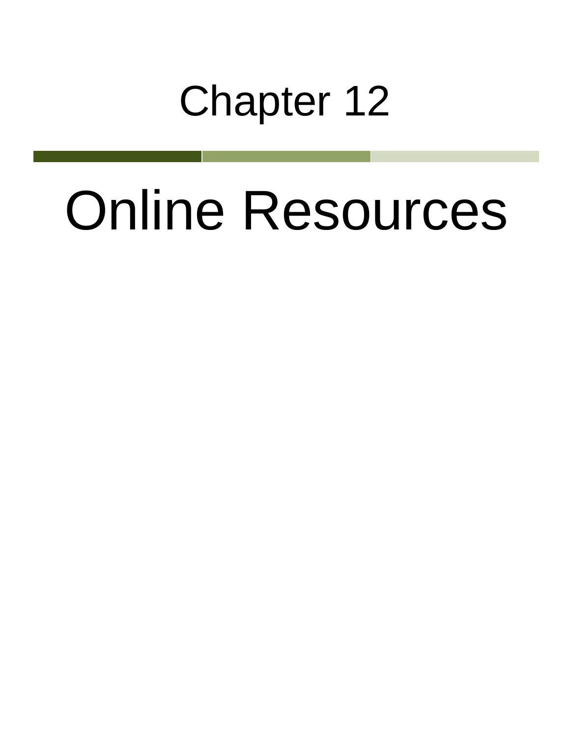# Chapter 12

# Online Resources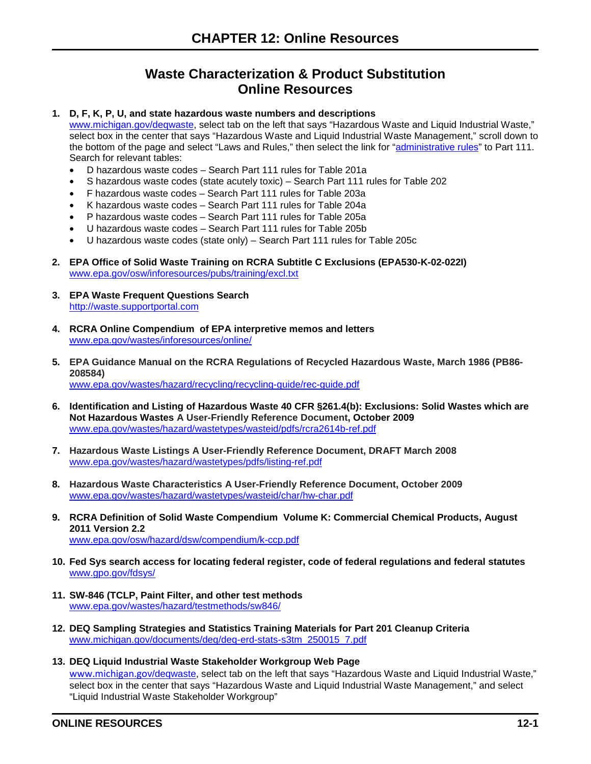# CHAPTER 12: Online Resources

## Waste Characterization & Product Substitution Online Resources

1. **D, F, K, P, U, and state hazardous waste numbers and descriptions**
   www.michigan.gov/deqwaste, select tab on the left that says "Hazardous Waste and Liquid Industrial Waste," select box in the center that says "Hazardous Waste and Liquid Industrial Waste Management," scroll down to the bottom of the page and select "Laws and Rules," then select the link for "administrative rules" to Part 111. Search for relevant tables:
   - D hazardous waste codes – Search Part 111 rules for Table 201a
   - S hazardous waste codes (state acutely toxic) – Search Part 111 rules for Table 202
   - F hazardous waste codes – Search Part 111 rules for Table 203a
   - K hazardous waste codes – Search Part 111 rules for Table 204a
   - P hazardous waste codes – Search Part 111 rules for Table 205a
   - U hazardous waste codes – Search Part 111 rules for Table 205b
   - U hazardous waste codes (state only) – Search Part 111 rules for Table 205c

2. **EPA Office of Solid Waste Training on RCRA Subtitle C Exclusions (EPA530-K-02-022I)**
   www.epa.gov/osw/inforesources/pubs/training/excl.txt

3. **EPA Waste Frequent Questions Search**
   http://waste.supportportal.com

4. **RCRA Online Compendium of EPA interpretive memos and letters**
   www.epa.gov/wastes/inforesources/online/

5. **EPA Guidance Manual on the RCRA Regulations of Recycled Hazardous Waste, March 1986 (PB86-208584)**
   www.epa.gov/wastes/hazard/recycling/recycling-guide/rec-guide.pdf

6. **Identification and Listing of Hazardous Waste 40 CFR §261.4(b): Exclusions: Solid Wastes which are Not Hazardous Wastes A User-Friendly Reference Document, October 2009**
   www.epa.gov/wastes/hazard/wastetypes/wasteid/pdfs/rcra2614b-ref.pdf

7. **Hazardous Waste Listings A User-Friendly Reference Document, DRAFT March 2008**
   www.epa.gov/wastes/hazard/wastetypes/pdfs/listing-ref.pdf

8. **Hazardous Waste Characteristics A User-Friendly Reference Document, October 2009**
   www.epa.gov/wastes/hazard/wastetypes/wasteid/char/hw-char.pdf

9. **RCRA Definition of Solid Waste Compendium Volume K: Commercial Chemical Products, August 2011 Version 2.2**
   www.epa.gov/osw/hazard/dsw/compendium/k-ccp.pdf

10. **Fed Sys search access for locating federal register, code of federal regulations and federal statutes**
    www.gpo.gov/fdsys/

11. **SW-846 (TCLP, Paint Filter, and other test methods**
    www.epa.gov/wastes/hazard/testmethods/sw846/

12. **DEQ Sampling Strategies and Statistics Training Materials for Part 201 Cleanup Criteria**
    www.michigan.gov/documents/deq/deq-erd-stats-s3tm_250015_7.pdf

13. **DEQ Liquid Industrial Waste Stakeholder Workgroup Web Page**
    www.michigan.gov/deqwaste, select tab on the left that says "Hazardous Waste and Liquid Industrial Waste," select box in the center that says "Hazardous Waste and Liquid Industrial Waste Management," and select "Liquid Industrial Waste Stakeholder Workgroup"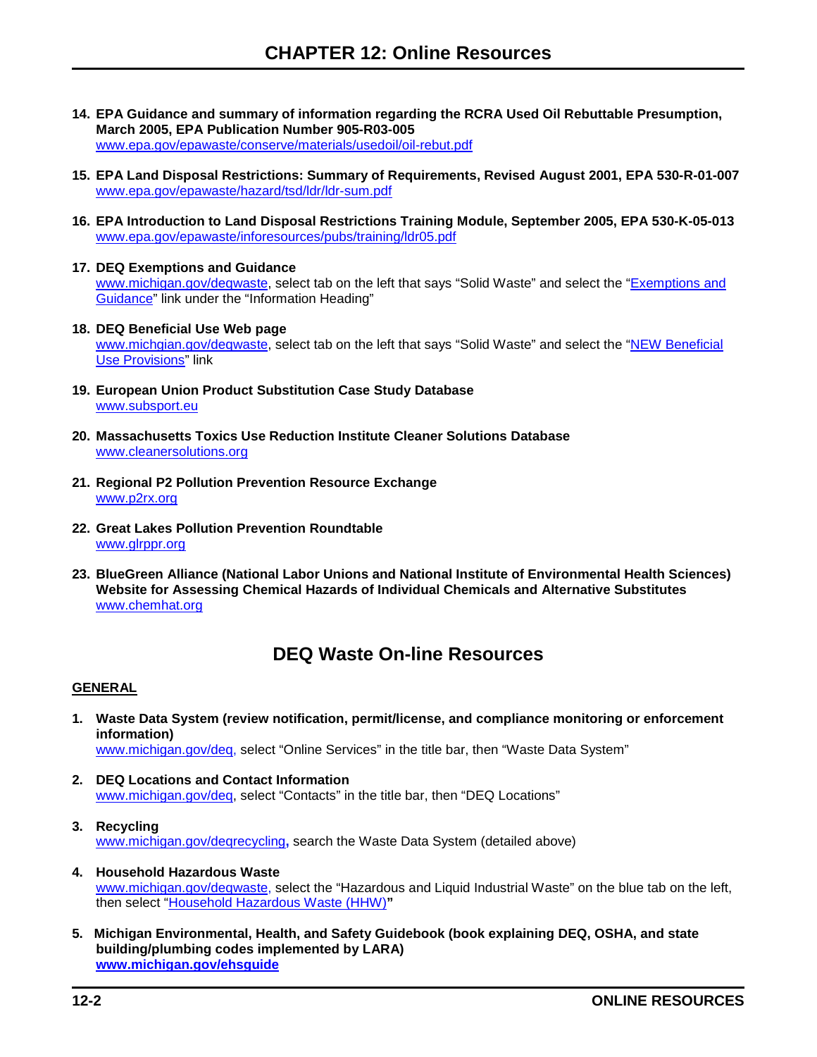# CHAPTER 12: Online Resources

14. **EPA Guidance and summary of information regarding the RCRA Used Oil Rebuttable Presumption, March 2005, EPA Publication Number 905-R03-005**
    www.epa.gov/epawaste/conserve/materials/usedoil/oil-rebut.pdf

15. **EPA Land Disposal Restrictions: Summary of Requirements, Revised August 2001, EPA 530-R-01-007**
    www.epa.gov/epawaste/hazard/tsd/ldr/ldr-sum.pdf

16. **EPA Introduction to Land Disposal Restrictions Training Module, September 2005, EPA 530-K-05-013**
    www.epa.gov/epawaste/inforesources/pubs/training/ldr05.pdf

17. **DEQ Exemptions and Guidance**
    www.michigan.gov/deqwaste, select tab on the left that says "Solid Waste" and select the "Exemptions and Guidance" link under the "Information Heading"

18. **DEQ Beneficial Use Web page**
    www.michgian.gov/deqwaste, select tab on the left that says "Solid Waste" and select the "NEW Beneficial Use Provisions" link

19. **European Union Product Substitution Case Study Database**
    www.subsport.eu

20. **Massachusetts Toxics Use Reduction Institute Cleaner Solutions Database**
    www.cleanersolutions.org

21. **Regional P2 Pollution Prevention Resource Exchange**
    www.p2rx.org

22. **Great Lakes Pollution Prevention Roundtable**
    www.glrppr.org

23. **BlueGreen Alliance (National Labor Unions and National Institute of Environmental Health Sciences) Website for Assessing Chemical Hazards of Individual Chemicals and Alternative Substitutes**
    www.chemhat.org

## DEQ Waste On-line Resources

**GENERAL**

1. **Waste Data System (review notification, permit/license, and compliance monitoring or enforcement information)**
   www.michigan.gov/deq, select "Online Services" in the title bar, then "Waste Data System"

2. **DEQ Locations and Contact Information**
   www.michigan.gov/deq, select "Contacts" in the title bar, then "DEQ Locations"

3. **Recycling**
   www.michigan.gov/deqrecycling**,** search the Waste Data System (detailed above)

4. **Household Hazardous Waste**
   www.michigan.gov/deqwaste, select the "Hazardous and Liquid Industrial Waste" on the blue tab on the left, then select "Household Hazardous Waste (HHW)**"**

5. **Michigan Environmental, Health, and Safety Guidebook (book explaining DEQ, OSHA, and state building/plumbing codes implemented by LARA)**
   **www.michigan.gov/ehsguide**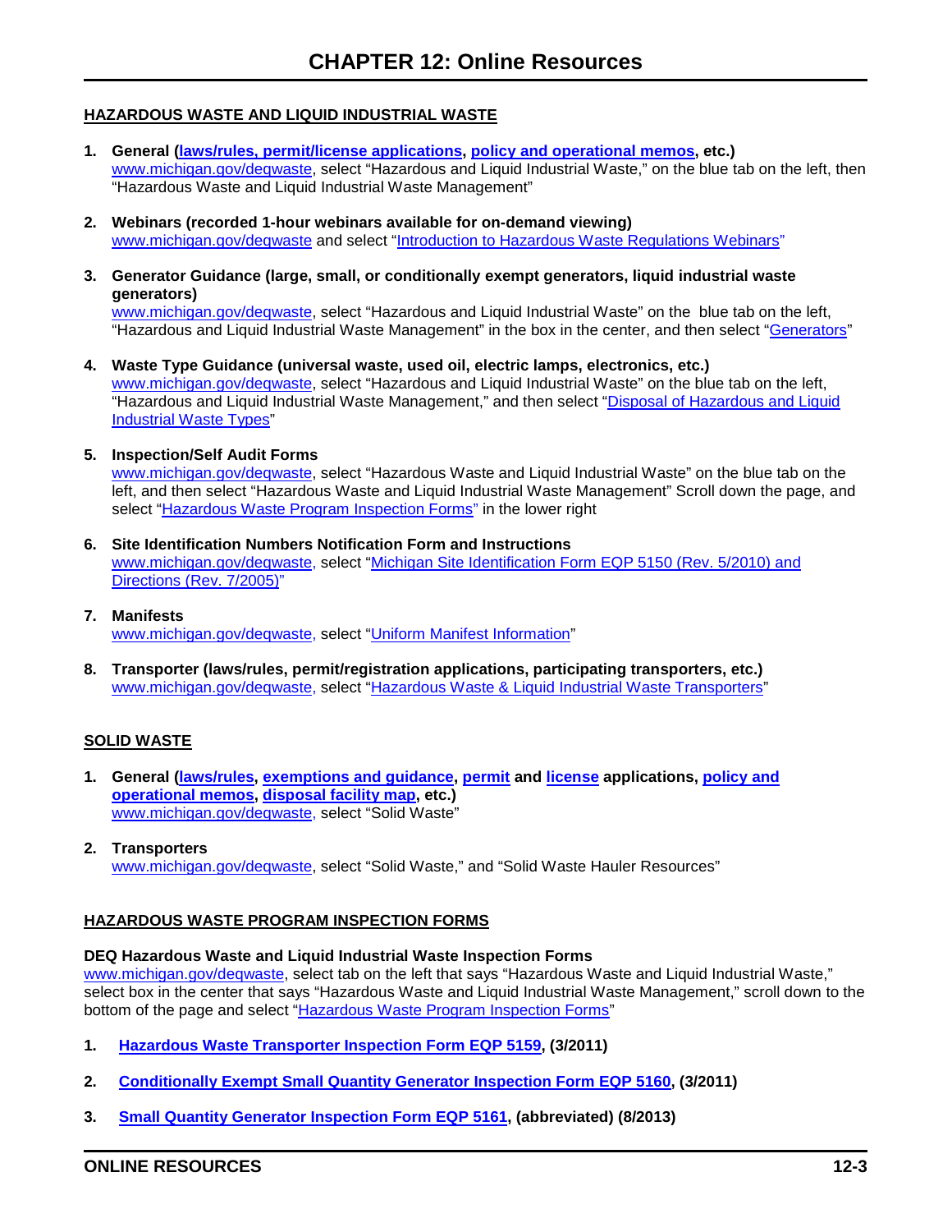# CHAPTER 12: Online Resources

## HAZARDOUS WASTE AND LIQUID INDUSTRIAL WASTE

1. **General (laws/rules, permit/license applications, policy and operational memos, etc.)**
   www.michigan.gov/deqwaste, select "Hazardous and Liquid Industrial Waste," on the blue tab on the left, then "Hazardous Waste and Liquid Industrial Waste Management"

2. **Webinars (recorded 1-hour webinars available for on-demand viewing)**
   www.michigan.gov/deqwaste and select "Introduction to Hazardous Waste Regulations Webinars"

3. **Generator Guidance (large, small, or conditionally exempt generators, liquid industrial waste generators)**
   www.michigan.gov/deqwaste, select "Hazardous and Liquid Industrial Waste" on the blue tab on the left, "Hazardous and Liquid Industrial Waste Management" in the box in the center, and then select "Generators"

4. **Waste Type Guidance (universal waste, used oil, electric lamps, electronics, etc.)**
   www.michigan.gov/deqwaste, select "Hazardous and Liquid Industrial Waste" on the blue tab on the left, "Hazardous and Liquid Industrial Waste Management," and then select "Disposal of Hazardous and Liquid Industrial Waste Types"

5. **Inspection/Self Audit Forms**
   www.michigan.gov/deqwaste, select "Hazardous Waste and Liquid Industrial Waste" on the blue tab on the left, and then select "Hazardous Waste and Liquid Industrial Waste Management" Scroll down the page, and select "Hazardous Waste Program Inspection Forms" in the lower right

6. **Site Identification Numbers Notification Form and Instructions**
   www.michigan.gov/deqwaste, select "Michigan Site Identification Form EQP 5150 (Rev. 5/2010) and Directions (Rev. 7/2005)"

7. **Manifests**
   www.michigan.gov/deqwaste, select "Uniform Manifest Information"

8. **Transporter (laws/rules, permit/registration applications, participating transporters, etc.)**
   www.michigan.gov/deqwaste, select "Hazardous Waste & Liquid Industrial Waste Transporters"

## SOLID WASTE

1. **General (laws/rules, exemptions and guidance, permit and license applications, policy and operational memos, disposal facility map, etc.)**
   www.michigan.gov/deqwaste, select "Solid Waste"

2. **Transporters**
   www.michigan.gov/deqwaste, select "Solid Waste," and "Solid Waste Hauler Resources"

## HAZARDOUS WASTE PROGRAM INSPECTION FORMS

**DEQ Hazardous Waste and Liquid Industrial Waste Inspection Forms**

www.michigan.gov/deqwaste, select tab on the left that says "Hazardous Waste and Liquid Industrial Waste," select box in the center that says "Hazardous Waste and Liquid Industrial Waste Management," scroll down to the bottom of the page and select "Hazardous Waste Program Inspection Forms"

1. **Hazardous Waste Transporter Inspection Form EQP 5159, (3/2011)**
2. **Conditionally Exempt Small Quantity Generator Inspection Form EQP 5160, (3/2011)**
3. **Small Quantity Generator Inspection Form EQP 5161, (abbreviated) (8/2013)**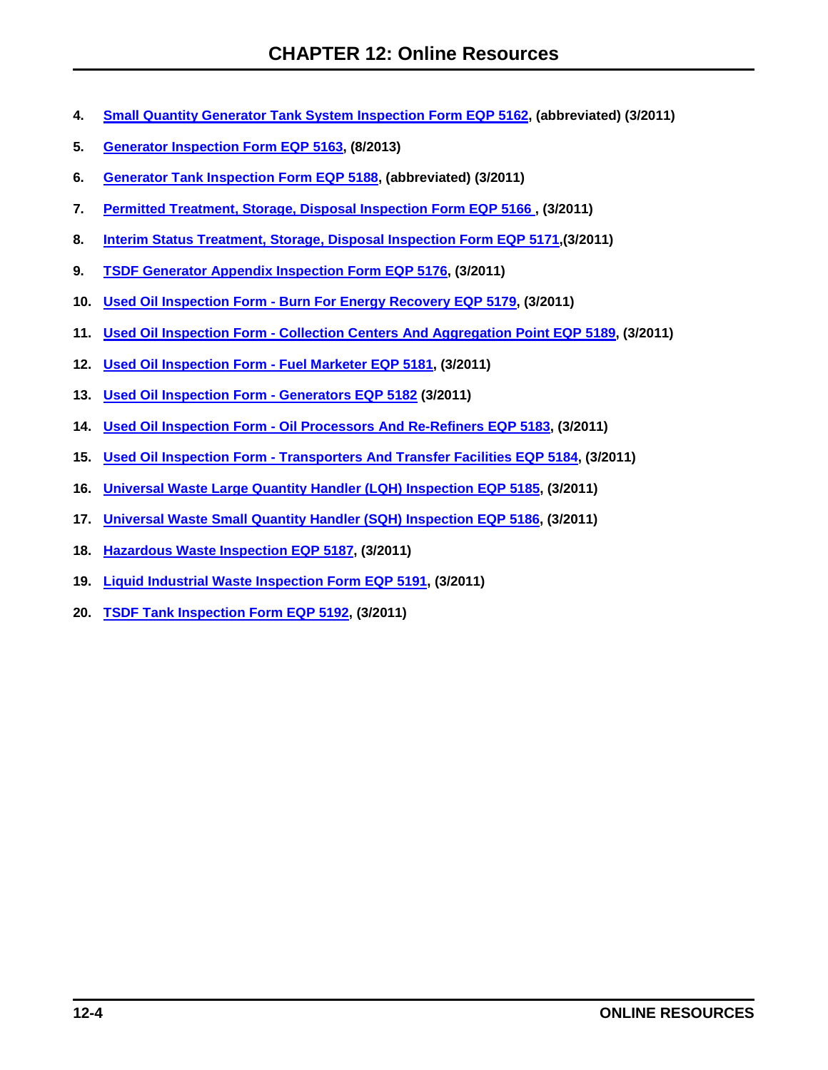4. **Small Quantity Generator Tank System Inspection Form EQP 5162, (abbreviated) (3/2011)**
5. **Generator Inspection Form EQP 5163, (8/2013)**
6. **Generator Tank Inspection Form EQP 5188, (abbreviated) (3/2011)**
7. **Permitted Treatment, Storage, Disposal Inspection Form EQP 5166 , (3/2011)**
8. **Interim Status Treatment, Storage, Disposal Inspection Form EQP 5171,(3/2011)**
9. **TSDF Generator Appendix Inspection Form EQP 5176, (3/2011)**
10. **Used Oil Inspection Form - Burn For Energy Recovery EQP 5179, (3/2011)**
11. **Used Oil Inspection Form - Collection Centers And Aggregation Point EQP 5189, (3/2011)**
12. **Used Oil Inspection Form - Fuel Marketer EQP 5181, (3/2011)**
13. **Used Oil Inspection Form - Generators EQP 5182 (3/2011)**
14. **Used Oil Inspection Form - Oil Processors And Re-Refiners EQP 5183, (3/2011)**
15. **Used Oil Inspection Form - Transporters And Transfer Facilities EQP 5184, (3/2011)**
16. **Universal Waste Large Quantity Handler (LQH) Inspection EQP 5185, (3/2011)**
17. **Universal Waste Small Quantity Handler (SQH) Inspection EQP 5186, (3/2011)**
18. **Hazardous Waste Inspection EQP 5187, (3/2011)**
19. **Liquid Industrial Waste Inspection Form EQP 5191, (3/2011)**
20. **TSDF Tank Inspection Form EQP 5192, (3/2011)**